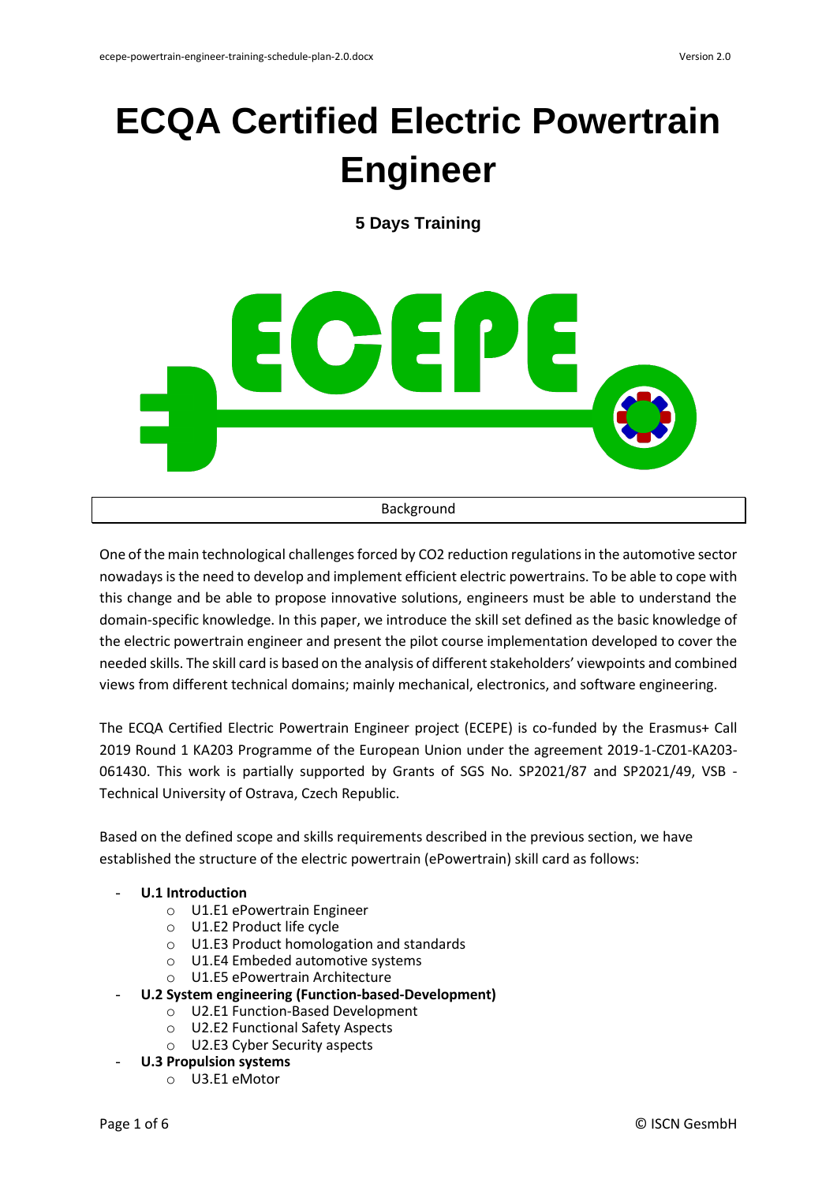# ECQA Certified Electric Powertrain Engineer

**5 Days Training**

## Background

One of the main technological challenges forced by $CO_2$ reduction regulations in the automotive sector nowadays is the need to develop and implement efficient electric powertrains. To be able to cope with this change and be able to propose innovative solutions, engineers must be able to understand the domain-specific knowledge. In this paper, we introduce the skill set defined as the basic knowledge of the electric powertrain engineer and present the pilot course implementation developed to cover the needed skills. The skill card is based on the analysis of different stakeholders' viewpoints and combined views from different technical domains; mainly mechanical, electronics, and software engineering.

The ECQA Certified Electric Powertrain Engineer project (ECEPE) is co-funded by the Erasmus+ Call 2019 Round 1 KA203 Programme of the European Union under the agreement 2019-1-CZ01-KA203-061430. This work is partially supported by Grants of SGS No. SP2021/87 and SP2021/49, VSB - Technical University of Ostrava, Czech Republic.

Based on the defined scope and skills requirements described in the previous section, we have established the structure of the electric powertrain (ePowertrain) skill card as follows:

- **U.1 Introduction**
  - U1.E1 ePowertrain Engineer
  - U1.E2 Product life cycle
  - U1.E3 Product homologation and standards
  - U1.E4 Embeded automotive systems
  - U1.E5 ePowertrain Architecture
- **U.2 System engineering (Function-based-Development)**
  - U2.E1 Function-Based Development
  - U2.E2 Functional Safety Aspects
  - U2.E3 Cyber Security aspects
- **U.3 Propulsion systems**
  - U3.E1 eMotor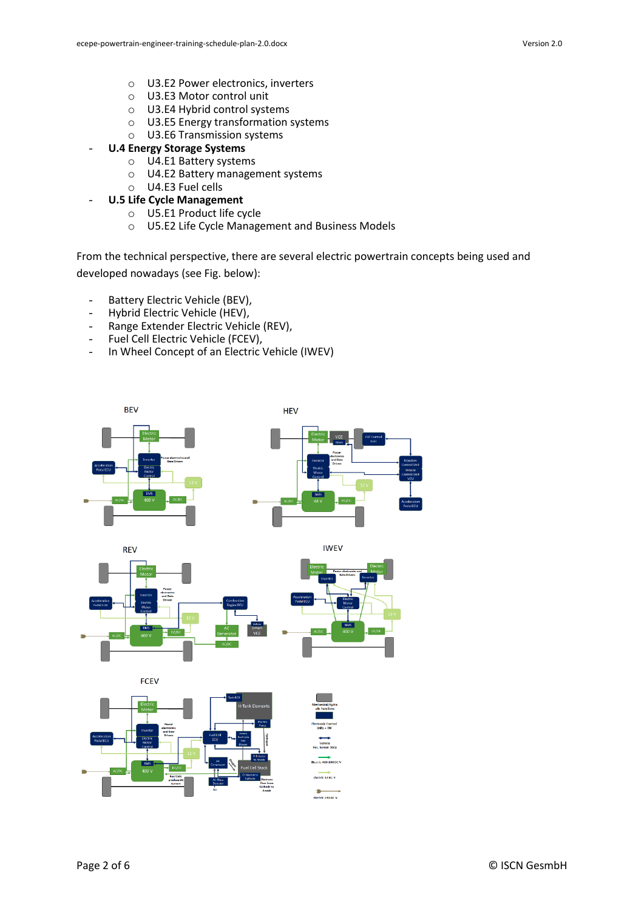- U3.E2 Power electronics, inverters
    - U3.E3 Motor control unit
    - U3.E4 Hybrid control systems
    - U3.E5 Energy transformation systems
    - U3.E6 Transmission systems
- **U.4 Energy Storage Systems**
    - U4.E1 Battery systems
    - U4.E2 Battery management systems
    - U4.E3 Fuel cells
- **U.5 Life Cycle Management**
    - U5.E1 Product life cycle
    - U5.E2 Life Cycle Management and Business Models

From the technical perspective, there are several electric powertrain concepts being used and developed nowadays (see Fig. below):

- Battery Electric Vehicle (BEV),
- Hybrid Electric Vehicle (HEV),
- Range Extender Electric Vehicle (REV),
- Fuel Cell Electric Vehicle (FCEV),
- In Wheel Concept of an Electric Vehicle (IWEV)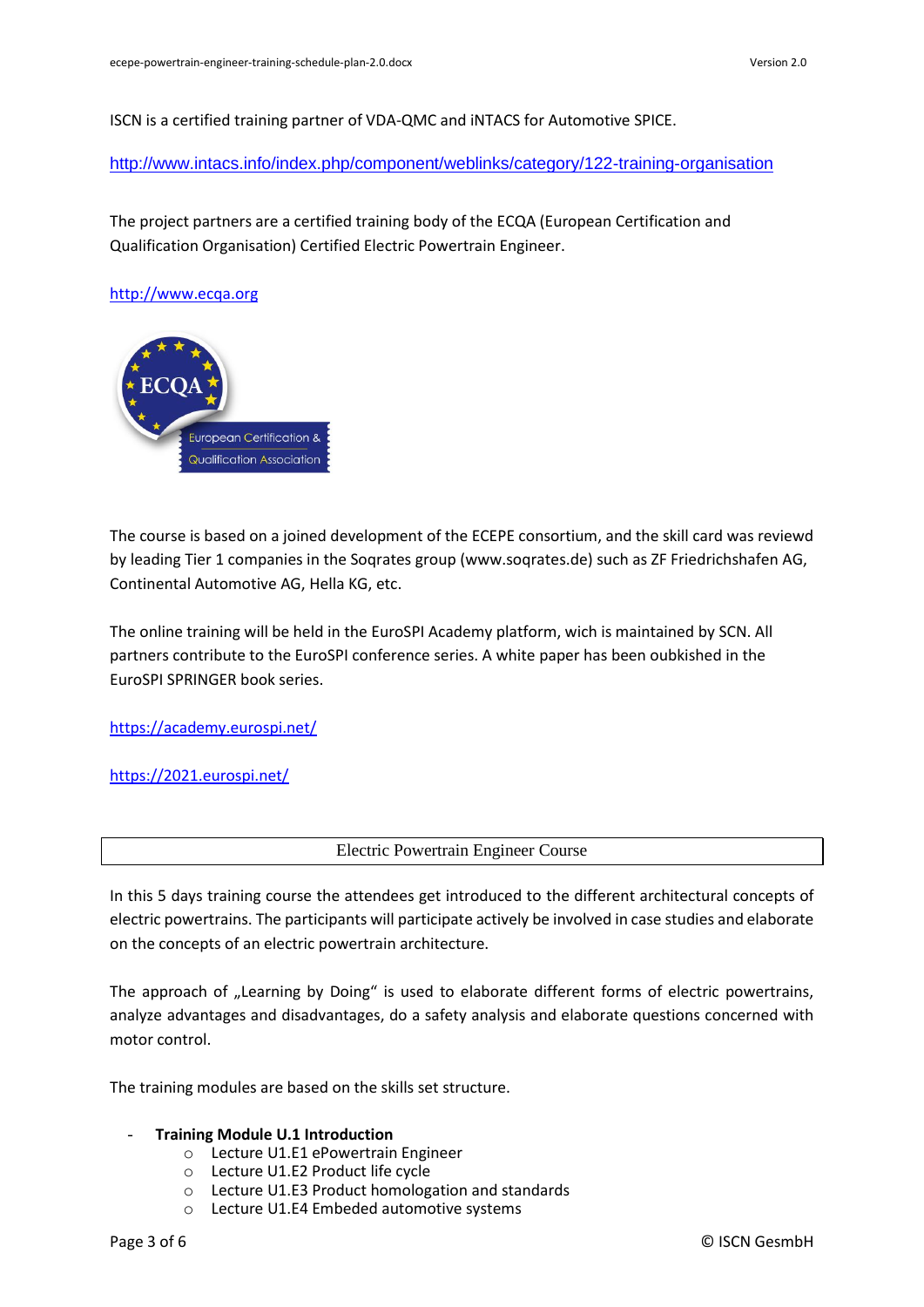ISCN is a certified training partner of VDA-QMC and iNTACS for Automotive SPICE.

http://www.intacs.info/index.php/component/weblinks/category/122-training-organisation

The project partners are a certified training body of the ECQA (European Certification and Qualification Organisation) Certified Electric Powertrain Engineer.

http://www.ecqa.org

The course is based on a joined development of the ECEPE consortium, and the skill card was reviewd by leading Tier 1 companies in the Soqrates group (www.soqrates.de) such as ZF Friedrichshafen AG, Continental Automotive AG, Hella KG, etc.

The online training will be held in the EuroSPI Academy platform, wich is maintained by SCN. All partners contribute to the EuroSPI conference series. A white paper has been oubkished in the EuroSPI SPRINGER book series.

https://academy.eurospi.net/

https://2021.eurospi.net/

## Electric Powertrain Engineer Course

In this 5 days training course the attendees get introduced to the different architectural concepts of electric powertrains. The participants will participate actively be involved in case studies and elaborate on the concepts of an electric powertrain architecture.

The approach of „Learning by Doing“ is used to elaborate different forms of electric powertrains, analyze advantages and disadvantages, do a safety analysis and elaborate questions concerned with motor control.

The training modules are based on the skills set structure.

- **Training Module U.1 Introduction**
  - Lecture U1.E1 ePowertrain Engineer
  - Lecture U1.E2 Product life cycle
  - Lecture U1.E3 Product homologation and standards
  - Lecture U1.E4 Embeded automotive systems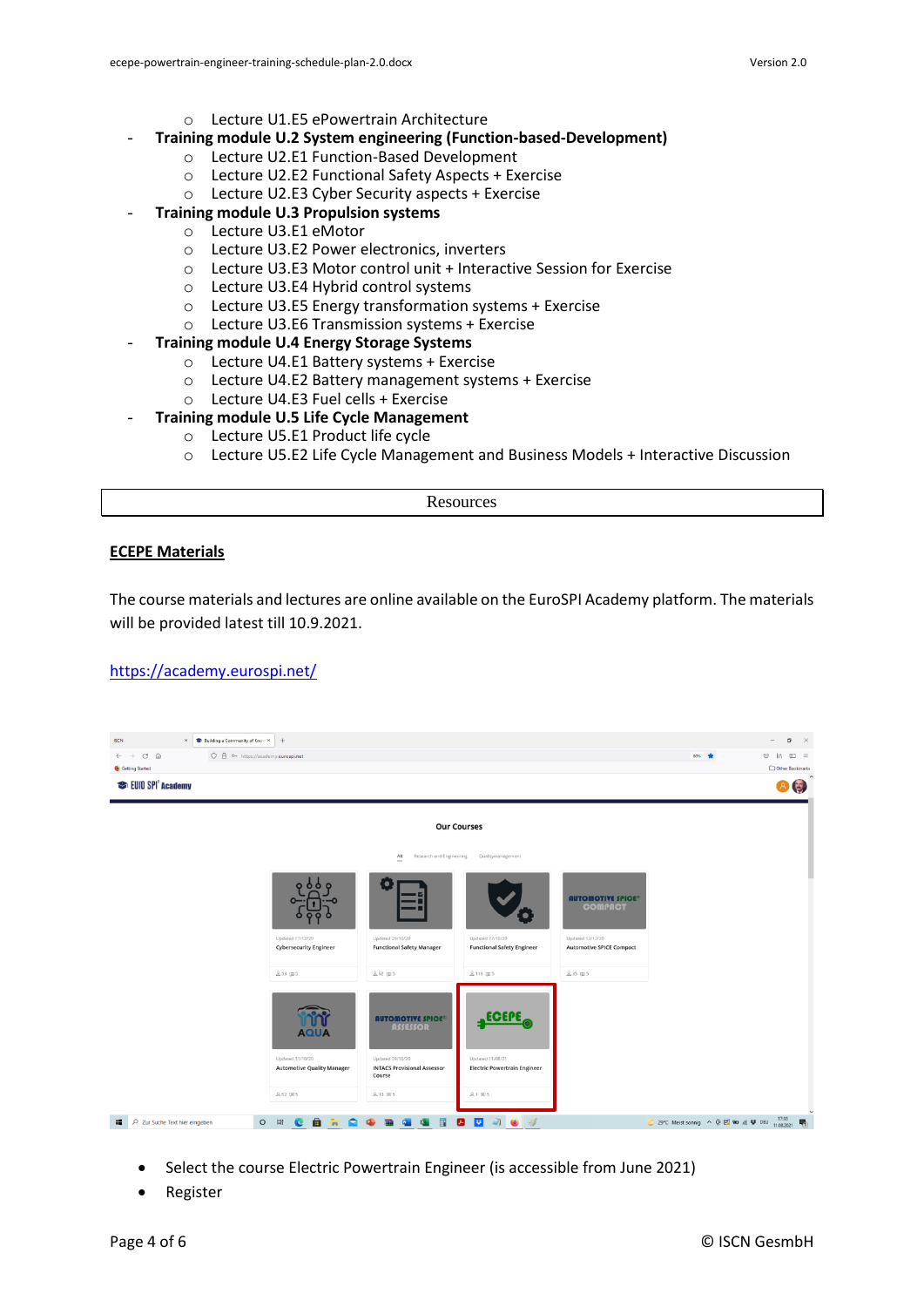- Lecture U1.E5 ePowertrain Architecture
- **Training module U.2 System engineering (Function-based-Development)**
  - Lecture U2.E1 Function-Based Development
  - Lecture U2.E2 Functional Safety Aspects + Exercise
  - Lecture U2.E3 Cyber Security aspects + Exercise
- **Training module U.3 Propulsion systems**
  - Lecture U3.E1 eMotor
  - Lecture U3.E2 Power electronics, inverters
  - Lecture U3.E3 Motor control unit + Interactive Session for Exercise
  - Lecture U3.E4 Hybrid control systems
  - Lecture U3.E5 Energy transformation systems + Exercise
  - Lecture U3.E6 Transmission systems + Exercise
- **Training module U.4 Energy Storage Systems**
  - Lecture U4.E1 Battery systems + Exercise
  - Lecture U4.E2 Battery management systems + Exercise
  - Lecture U4.E3 Fuel cells + Exercise
- **Training module U.5 Life Cycle Management**
  - Lecture U5.E1 Product life cycle
  - Lecture U5.E2 Life Cycle Management and Business Models + Interactive Discussion

| Resources |
|---|

**ECEPE Materials**

The course materials and lectures are online available on the EuroSPI Academy platform. The materials will be provided latest till 10.9.2021.

https://academy.eurospi.net/

- Select the course Electric Powertrain Engineer (is accessible from June 2021)
- Register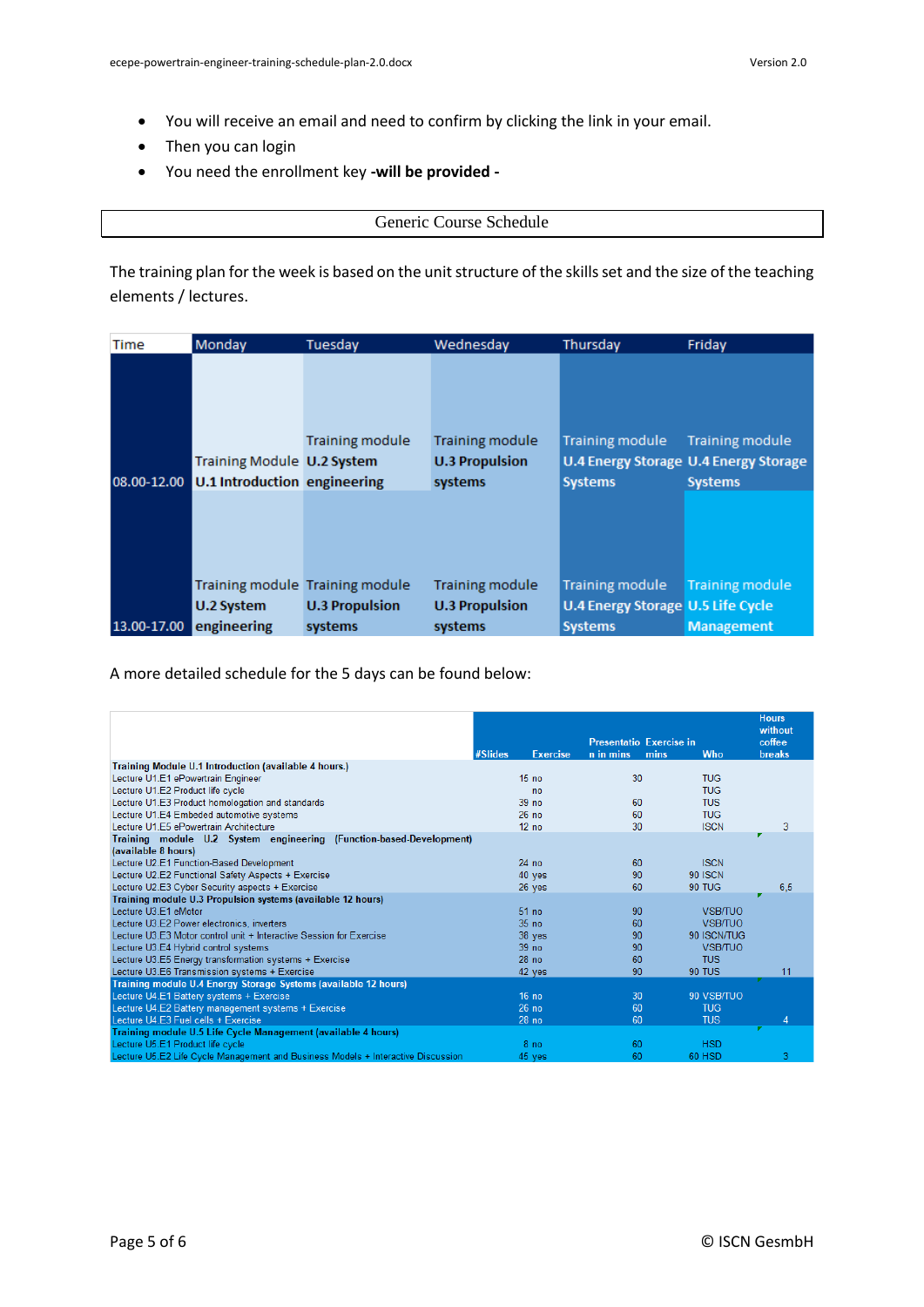- You will receive an email and need to confirm by clicking the link in your email.
- Then you can login
- You need the enrollment key **-will be provided -**

## Generic Course Schedule

The training plan for the week is based on the unit structure of the skills set and the size of the teaching elements / lectures.

| Time | Monday | Tuesday | Wednesday | Thursday | Friday |
|---|---|---|---|---|---|
| 08.00-12.00 | Training Module **U.1 Introduction** | Training module **U.2 System engineering** | Training module **U.3 Propulsion systems** | Training module **U.4 Energy Storage Systems** | Training module **U.4 Energy Storage Systems** |
| 13.00-17.00 | Training module **U.2 System engineering** | Training module **U.3 Propulsion systems** | Training module **U.3 Propulsion systems** | Training module **U.4 Energy Storage Systems** | Training module **U.5 Life Cycle Management** |

A more detailed schedule for the 5 days can be found below:

| | #Slides | Exercise | Presentation in mins | Exercise in mins | Who | Hours without coffee breaks |
|---|---|---|---|---|---|---|
| **Training Module U.1 Introduction (available 4 hours.)** | | | | | | |
| Lecture U1.E1 ePowertrain Engineer | 15 | no | 30 | | TUG | |
| Lecture U1.E2 Product life cycle | | no | | | TUG | |
| Lecture U1.E3 Product homologation and standards | 39 | no | 60 | | TUS | |
| Lecture U1.E4 Embeded automotive systems | 26 | no | 60 | | TUG | |
| Lecture U1.E5 ePowertrain Architecture | 12 | no | 30 | | ISCN | 3 |
| **Training module U.2 System engineering (Function-based-Development) (available 8 hours)** | | | | | | |
| Lecture U2.E1 Function-Based Development | 24 | no | 60 | | ISCN | |
| Lecture U2.E2 Functional Safety Aspects + Exercise | 40 | yes | 90 | 90 | ISCN | |
| Lecture U2.E3 Cyber Security aspects + Exercise | 26 | yes | 60 | 90 | TUG | 6,5 |
| **Training module U.3 Propulsion systems (available 12 hours)** | | | | | | |
| Lecture U3.E1 eMotor | 51 | no | 90 | | VSB/TUO | |
| Lecture U3.E2 Power electronics, inverters | 35 | no | 60 | | VSB/TUO | |
| Lecture U3.E3 Motor control unit + Interactive Session for Exercise | 38 | yes | 90 | 90 | ISCN/TUG | |
| Lecture U3.E4 Hybrid control systems | 39 | no | 90 | | VSB/TUO | |
| Lecture U3.E5 Energy transformation systems + Exercise | 28 | no | 60 | | TUS | |
| Lecture U3.E6 Transmission systems + Exercise | 42 | yes | 90 | 90 | TUS | 11 |
| **Training module U.4 Energy Storage Systems (available 12 hours)** | | | | | | |
| Lecture U4.E1 Battery systems + Exercise | 16 | no | 30 | 90 | VSB/TUO | |
| Lecture U4.E2 Battery management systems + Exercise | 26 | no | 60 | | TUG | |
| Lecture U4.E3 Fuel cells + Exercise | 28 | no | 60 | | TUS | 4 |
| **Training module U.5 Life Cycle Management (available 4 hours)** | | | | | | |
| Lecture U5.E1 Product life cycle | 8 | no | 60 | | HSD | |
| Lecture U5.E2 Life Cycle Management and Business Models + Interactive Discussion | 45 | yes | 60 | 60 | HSD | 3 |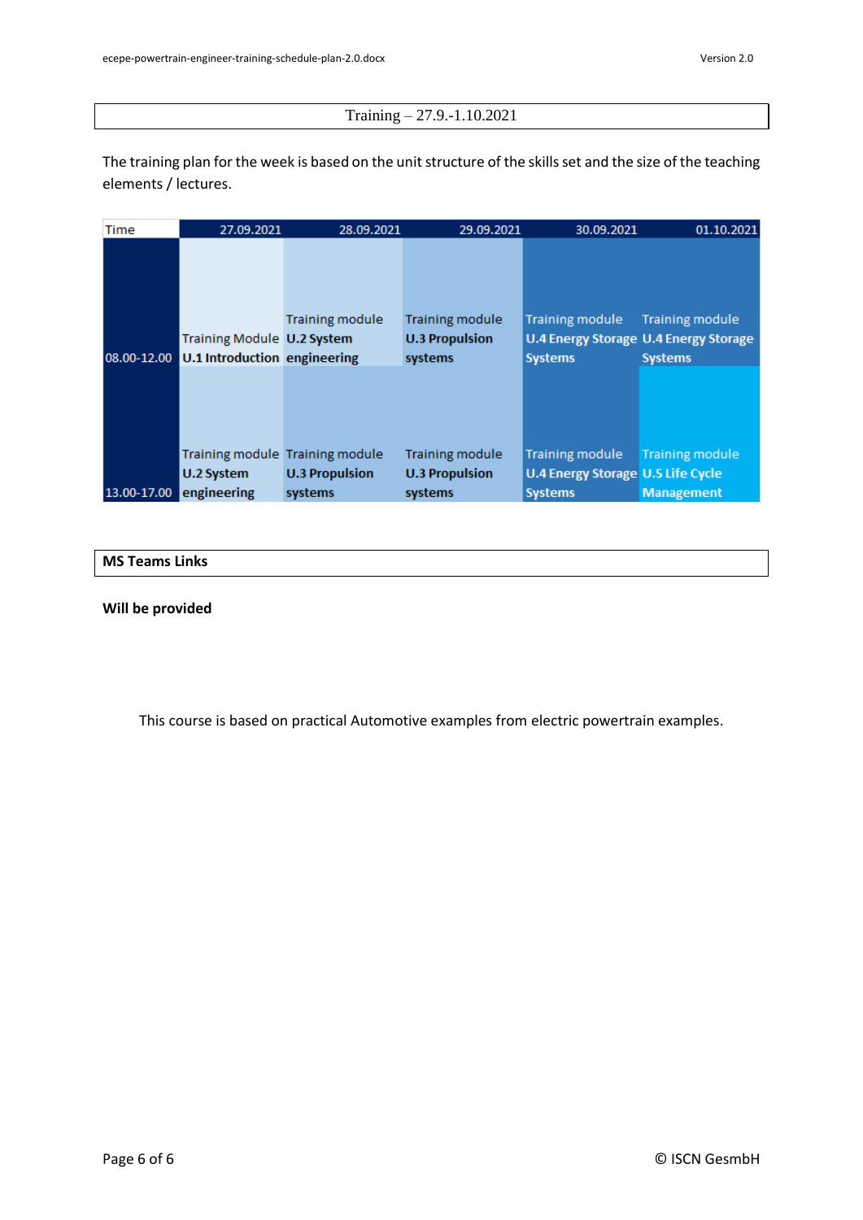Training – 27.9.-1.10.2021

The training plan for the week is based on the unit structure of the skills set and the size of the teaching elements / lectures.

| Time | 27.09.2021 | 28.09.2021 | 29.09.2021 | 30.09.2021 | 01.10.2021 |
|---|---|---|---|---|---|
| 08.00-12.00 | Training Module **U.1 Introduction** | Training module **U.2 System engineering** | Training module **U.3 Propulsion systems** | Training module **U.4 Energy Storage Systems** | Training module **U.4 Energy Storage Systems** |
| 13.00-17.00 | Training module **U.2 System engineering** | Training module **U.3 Propulsion systems** | Training module **U.3 Propulsion systems** | Training module **U.4 Energy Storage Systems** | Training module **U.5 Life Cycle Management** |

**MS Teams Links**

**Will be provided**

This course is based on practical Automotive examples from electric powertrain examples.